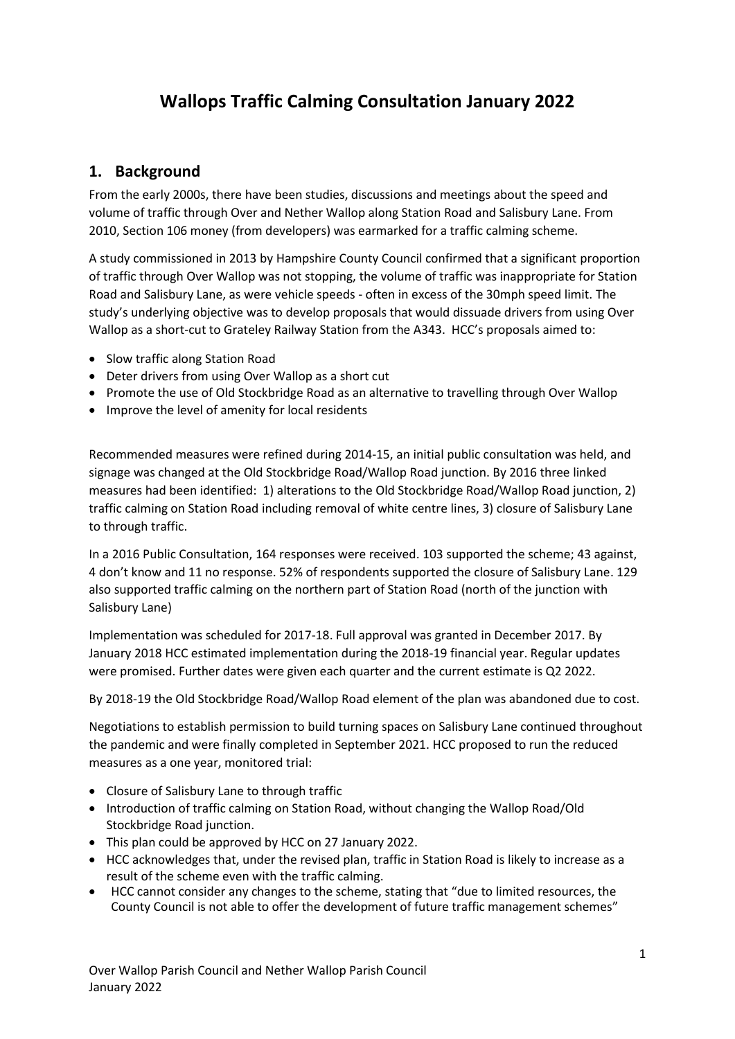# Wallops Traffic Calming Consultation January 2022

## 1. Background

From the early 2000s, there have been studies, discussions and meetings about the speed and volume of traffic through Over and Nether Wallop along Station Road and Salisbury Lane. From 2010, Section 106 money (from developers) was earmarked for a traffic calming scheme.

A study commissioned in 2013 by Hampshire County Council confirmed that a significant proportion of traffic through Over Wallop was not stopping, the volume of traffic was inappropriate for Station Road and Salisbury Lane, as were vehicle speeds - often in excess of the 30mph speed limit. The study's underlying objective was to develop proposals that would dissuade drivers from using Over Wallop as a short-cut to Grateley Railway Station from the A343. HCC's proposals aimed to:

- Slow traffic along Station Road
- Deter drivers from using Over Wallop as a short cut
- Promote the use of Old Stockbridge Road as an alternative to travelling through Over Wallop
- Improve the level of amenity for local residents

Recommended measures were refined during 2014-15, an initial public consultation was held, and signage was changed at the Old Stockbridge Road/Wallop Road junction. By 2016 three linked measures had been identified: 1) alterations to the Old Stockbridge Road/Wallop Road junction, 2) traffic calming on Station Road including removal of white centre lines, 3) closure of Salisbury Lane to through traffic.

In a 2016 Public Consultation, 164 responses were received. 103 supported the scheme; 43 against, 4 don't know and 11 no response. 52% of respondents supported the closure of Salisbury Lane. 129 also supported traffic calming on the northern part of Station Road (north of the junction with Salisbury Lane)

Implementation was scheduled for 2017-18. Full approval was granted in December 2017. By January 2018 HCC estimated implementation during the 2018-19 financial year. Regular updates were promised. Further dates were given each quarter and the current estimate is Q2 2022.

By 2018-19 the Old Stockbridge Road/Wallop Road element of the plan was abandoned due to cost.

Negotiations to establish permission to build turning spaces on Salisbury Lane continued throughout the pandemic and were finally completed in September 2021. HCC proposed to run the reduced measures as a one year, monitored trial:

- Closure of Salisbury Lane to through traffic
- Introduction of traffic calming on Station Road, without changing the Wallop Road/Old Stockbridge Road junction.
- This plan could be approved by HCC on 27 January 2022.
- HCC acknowledges that, under the revised plan, traffic in Station Road is likely to increase as a result of the scheme even with the traffic calming.
- HCC cannot consider any changes to the scheme, stating that "due to limited resources, the County Council is not able to offer the development of future traffic management schemes"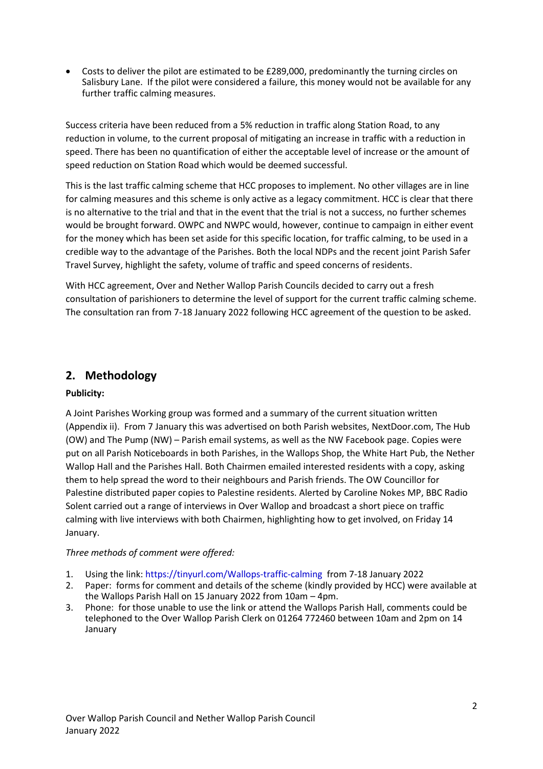- Costs to deliver the pilot are estimated to be £289,000, predominantly the turning circles on Salisbury Lane. If the pilot were considered a failure, this money would not be available for any further traffic calming measures.

Success criteria have been reduced from a 5% reduction in traffic along Station Road, to any reduction in volume, to the current proposal of mitigating an increase in traffic with a reduction in speed. There has been no quantification of either the acceptable level of increase or the amount of speed reduction on Station Road which would be deemed successful.

This is the last traffic calming scheme that HCC proposes to implement. No other villages are in line for calming measures and this scheme is only active as a legacy commitment. HCC is clear that there is no alternative to the trial and that in the event that the trial is not a success, no further schemes would be brought forward. OWPC and NWPC would, however, continue to campaign in either event for the money which has been set aside for this specific location, for traffic calming, to be used in a credible way to the advantage of the Parishes. Both the local NDPs and the recent joint Parish Safer Travel Survey, highlight the safety, volume of traffic and speed concerns of residents.

With HCC agreement, Over and Nether Wallop Parish Councils decided to carry out a fresh consultation of parishioners to determine the level of support for the current traffic calming scheme. The consultation ran from 7-18 January 2022 following HCC agreement of the question to be asked.

## 2. Methodology

**Publicity:**

A Joint Parishes Working group was formed and a summary of the current situation written (Appendix ii). From 7 January this was advertised on both Parish websites, NextDoor.com, The Hub (OW) and The Pump (NW) – Parish email systems, as well as the NW Facebook page. Copies were put on all Parish Noticeboards in both Parishes, in the Wallops Shop, the White Hart Pub, the Nether Wallop Hall and the Parishes Hall. Both Chairmen emailed interested residents with a copy, asking them to help spread the word to their neighbours and Parish friends. The OW Councillor for Palestine distributed paper copies to Palestine residents. Alerted by Caroline Nokes MP, BBC Radio Solent carried out a range of interviews in Over Wallop and broadcast a short piece on traffic calming with live interviews with both Chairmen, highlighting how to get involved, on Friday 14 January.

*Three methods of comment were offered:*

1. Using the link: https://tinyurl.com/Wallops-traffic-calming from 7-18 January 2022
2. Paper: forms for comment and details of the scheme (kindly provided by HCC) were available at the Wallops Parish Hall on 15 January 2022 from 10am – 4pm.
3. Phone: for those unable to use the link or attend the Wallops Parish Hall, comments could be telephoned to the Over Wallop Parish Clerk on 01264 772460 between 10am and 2pm on 14 January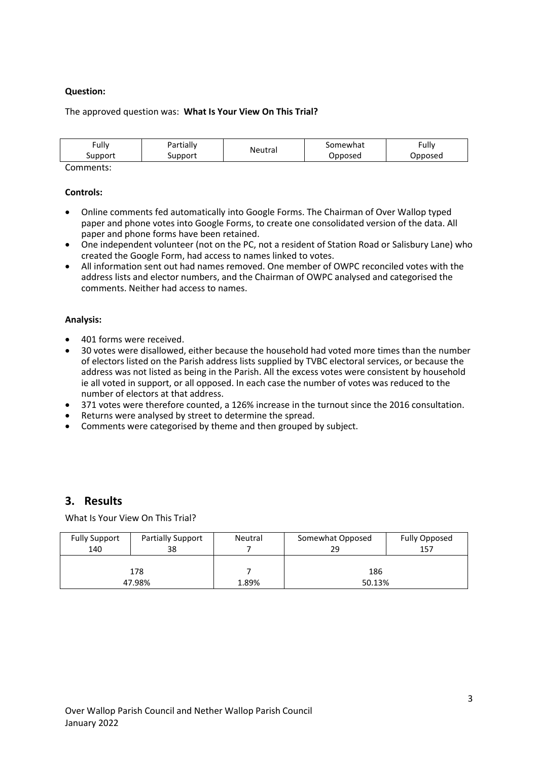**Question:**

The approved question was: **What Is Your View On This Trial?**

| Fully Support | Partially Support | Neutral | Somewhat Opposed | Fully Opposed |
| --- | --- | --- | --- | --- |

Comments:

**Controls:**

- Online comments fed automatically into Google Forms. The Chairman of Over Wallop typed paper and phone votes into Google Forms, to create one consolidated version of the data. All paper and phone forms have been retained.
- One independent volunteer (not on the PC, not a resident of Station Road or Salisbury Lane) who created the Google Form, had access to names linked to votes.
- All information sent out had names removed. One member of OWPC reconciled votes with the address lists and elector numbers, and the Chairman of OWPC analysed and categorised the comments. Neither had access to names.

**Analysis:**

- 401 forms were received.
- 30 votes were disallowed, either because the household had voted more times than the number of electors listed on the Parish address lists supplied by TVBC electoral services, or because the address was not listed as being in the Parish. All the excess votes were consistent by household ie all voted in support, or all opposed. In each case the number of votes was reduced to the number of electors at that address.
- 371 votes were therefore counted, a 126% increase in the turnout since the 2016 consultation.
- Returns were analysed by street to determine the spread.
- Comments were categorised by theme and then grouped by subject.

## 3. Results

What Is Your View On This Trial?

| Fully Support | Partially Support | Neutral | Somewhat Opposed | Fully Opposed |
| --- | --- | --- | --- | --- |
| 140 | 38 | 7 | 29 | 157 |
| 178<br>47.98% | | 7<br>1.89% | 186<br>50.13% | |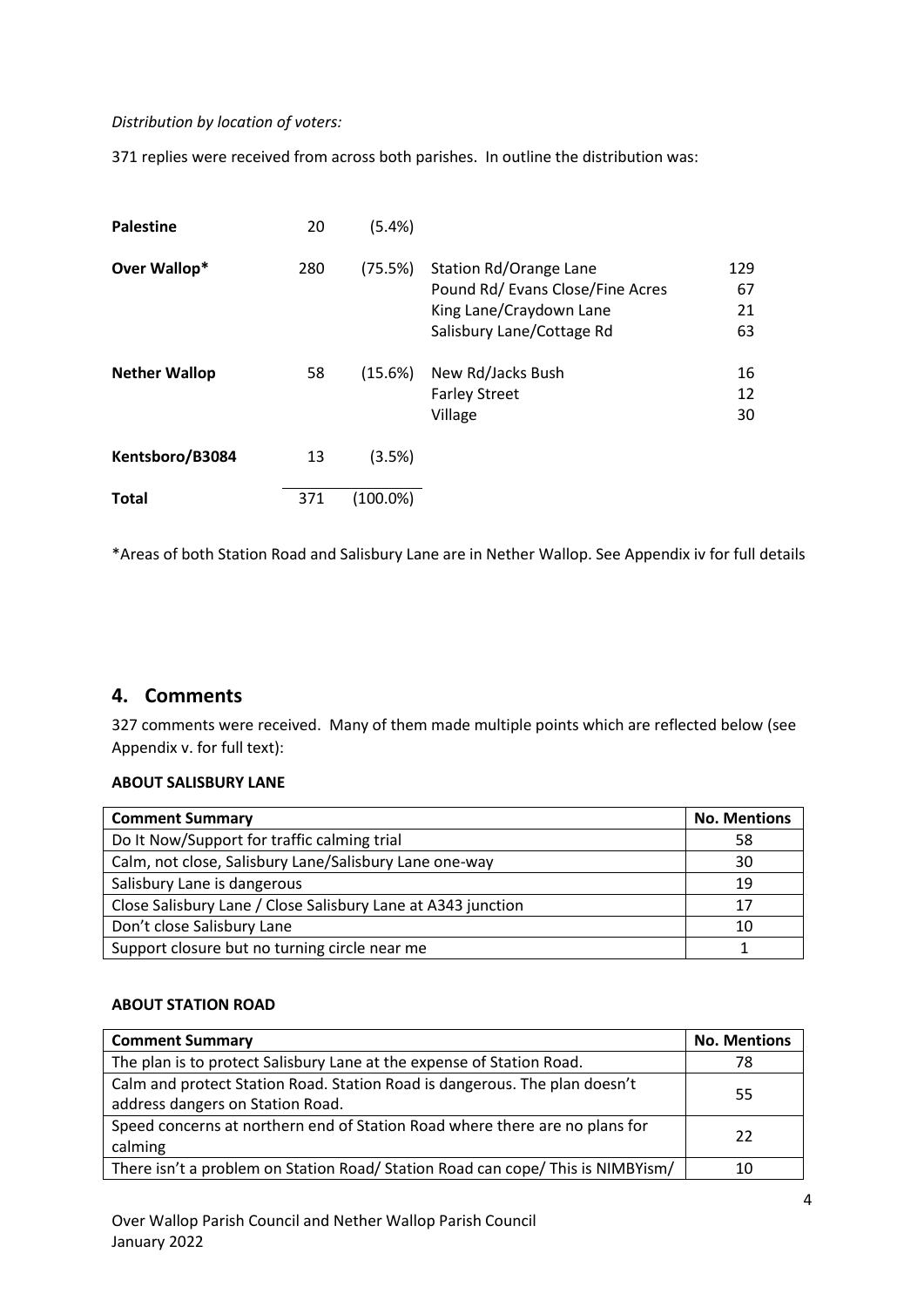*Distribution by location of voters:*

371 replies were received from across both parishes. In outline the distribution was:

| | | | | |
|---|---|---|---|---|
| **Palestine** | 20 | (5.4%) | | |
| **Over Wallop*** | 280 | (75.5%) | Station Rd/Orange Lane | 129 |
| | | | Pound Rd/ Evans Close/Fine Acres | 67 |
| | | | King Lane/Craydown Lane | 21 |
| | | | Salisbury Lane/Cottage Rd | 63 |
| **Nether Wallop** | 58 | (15.6%) | New Rd/Jacks Bush | 16 |
| | | | Farley Street | 12 |
| | | | Village | 30 |
| **Kentsboro/B3084** | 13 | (3.5%) | | |
| **Total** | 371 | (100.0%) | | |

*Areas of both Station Road and Salisbury Lane are in Nether Wallop. See Appendix iv for full details

## 4. Comments

327 comments were received. Many of them made multiple points which are reflected below (see Appendix v. for full text):

**ABOUT SALISBURY LANE**

| Comment Summary | No. Mentions |
|---|---|
| Do It Now/Support for traffic calming trial | 58 |
| Calm, not close, Salisbury Lane/Salisbury Lane one-way | 30 |
| Salisbury Lane is dangerous | 19 |
| Close Salisbury Lane / Close Salisbury Lane at A343 junction | 17 |
| Don't close Salisbury Lane | 10 |
| Support closure but no turning circle near me | 1 |

**ABOUT STATION ROAD**

| Comment Summary | No. Mentions |
|---|---|
| The plan is to protect Salisbury Lane at the expense of Station Road. | 78 |
| Calm and protect Station Road. Station Road is dangerous. The plan doesn't address dangers on Station Road. | 55 |
| Speed concerns at northern end of Station Road where there are no plans for calming | 22 |
| There isn't a problem on Station Road/ Station Road can cope/ This is NIMBYism/ | 10 |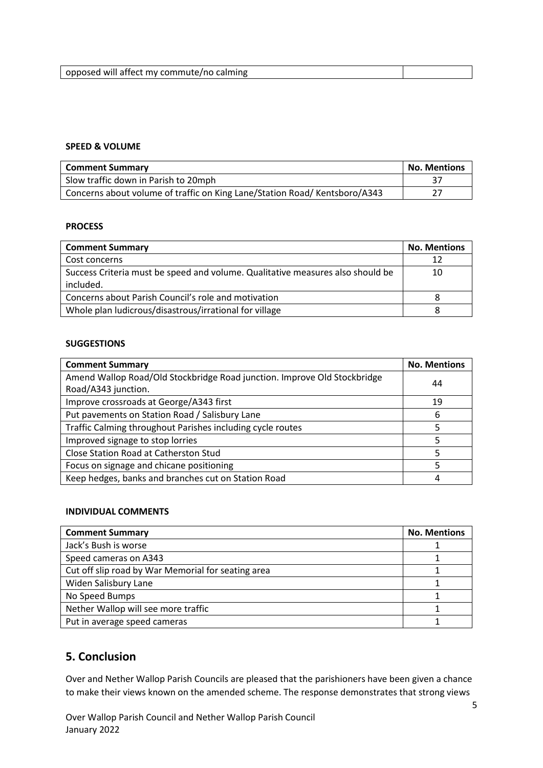| opposed will affect my commute/no calming | |
|---|---|

**SPEED & VOLUME**

| Comment Summary | No. Mentions |
|---|---|
| Slow traffic down in Parish to 20mph | 37 |
| Concerns about volume of traffic on King Lane/Station Road/ Kentsboro/A343 | 27 |

**PROCESS**

| Comment Summary | No. Mentions |
|---|---|
| Cost concerns | 12 |
| Success Criteria must be speed and volume. Qualitative measures also should be included. | 10 |
| Concerns about Parish Council's role and motivation | 8 |
| Whole plan ludicrous/disastrous/irrational for village | 8 |

**SUGGESTIONS**

| Comment Summary | No. Mentions |
|---|---|
| Amend Wallop Road/Old Stockbridge Road junction. Improve Old Stockbridge Road/A343 junction. | 44 |
| Improve crossroads at George/A343 first | 19 |
| Put pavements on Station Road / Salisbury Lane | 6 |
| Traffic Calming throughout Parishes including cycle routes | 5 |
| Improved signage to stop lorries | 5 |
| Close Station Road at Catherston Stud | 5 |
| Focus on signage and chicane positioning | 5 |
| Keep hedges, banks and branches cut on Station Road | 4 |

**INDIVIDUAL COMMENTS**

| Comment Summary | No. Mentions |
|---|---|
| Jack's Bush is worse | 1 |
| Speed cameras on A343 | 1 |
| Cut off slip road by War Memorial for seating area | 1 |
| Widen Salisbury Lane | 1 |
| No Speed Bumps | 1 |
| Nether Wallop will see more traffic | 1 |
| Put in average speed cameras | 1 |

## 5. Conclusion

Over and Nether Wallop Parish Councils are pleased that the parishioners have been given a chance to make their views known on the amended scheme. The response demonstrates that strong views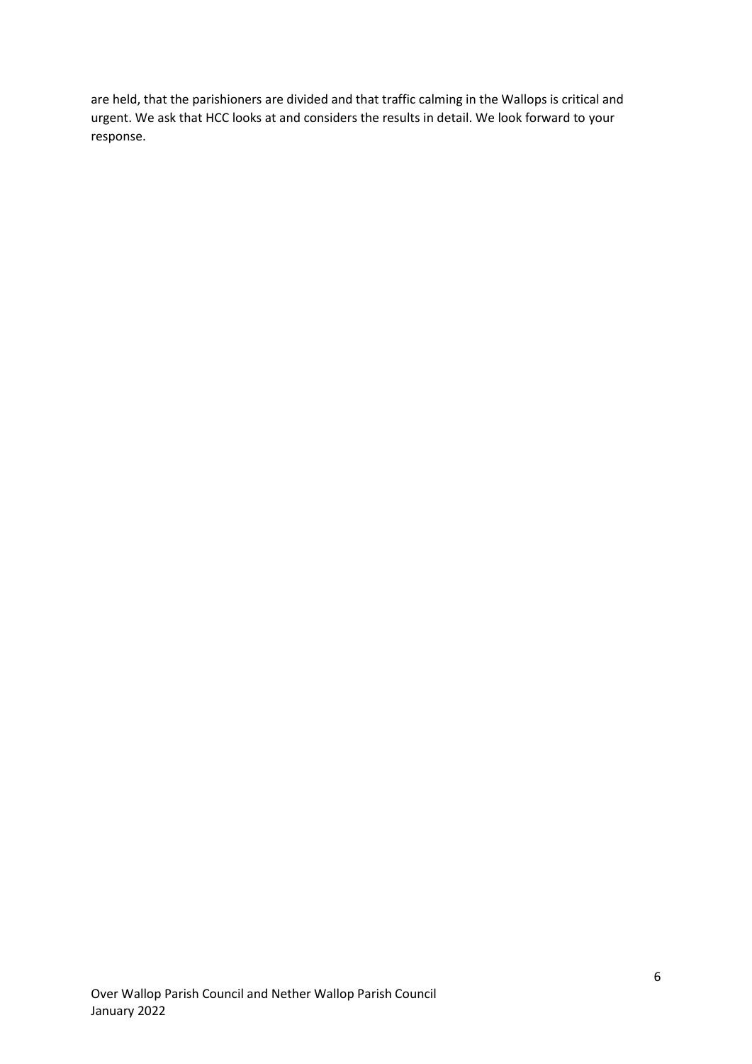are held, that the parishioners are divided and that traffic calming in the Wallops is critical and urgent. We ask that HCC looks at and considers the results in detail. We look forward to your response.